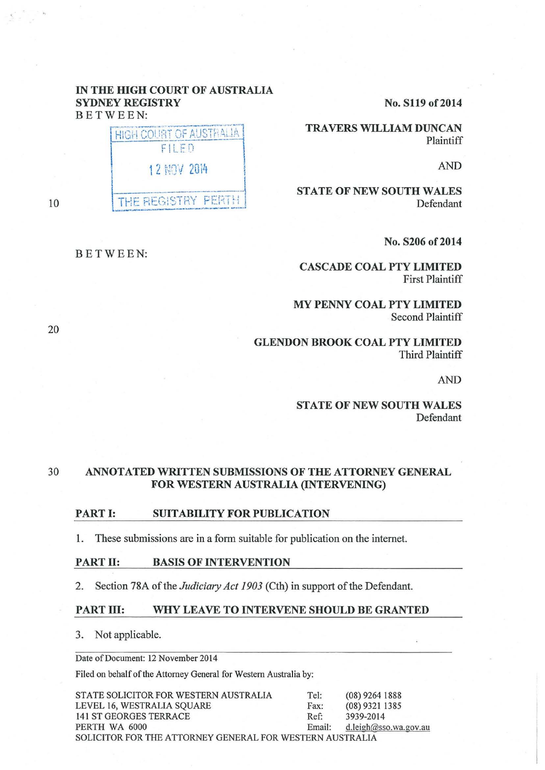IN THE HIGH COURT OF AUSTRALIA
SYDNEY REGISTRY
BETWEEN:

No. S119 of 2014

HIGH COURT OF AUSTRALIA
FILED
12 NOV 2014
THE REGISTRY PERTH

**TRAVERS WILLIAM DUNCAN**
Plaintiff

AND

**STATE OF NEW SOUTH WALES**
Defendant

No. S206 of 2014

BETWEEN:

**CASCADE COAL PTY LIMITED**
First Plaintiff

**MY PENNY COAL PTY LIMITED**
Second Plaintiff

**GLENDON BROOK COAL PTY LIMITED**
Third Plaintiff

AND

**STATE OF NEW SOUTH WALES**
Defendant

# ANNOTATED WRITTEN SUBMISSIONS OF THE ATTORNEY GENERAL FOR WESTERN AUSTRALIA (INTERVENING)

## PART I: SUITABILITY FOR PUBLICATION

1. These submissions are in a form suitable for publication on the internet.

## PART II: BASIS OF INTERVENTION

2. Section 78A of the *Judiciary Act 1903* (Cth) in support of the Defendant.

## PART III: WHY LEAVE TO INTERVENE SHOULD BE GRANTED

3. Not applicable.

Date of Document: 12 November 2014

Filed on behalf of the Attorney General for Western Australia by:

STATE SOLICITOR FOR WESTERN AUSTRALIA
LEVEL 16, WESTRALIA SQUARE
141 ST GEORGES TERRACE
PERTH WA 6000

Tel: (08) 9264 1888
Fax: (08) 9321 1385
Ref: 3939-2014
Email: d.leigh@sso.wa.gov.au

SOLICITOR FOR THE ATTORNEY GENERAL FOR WESTERN AUSTRALIA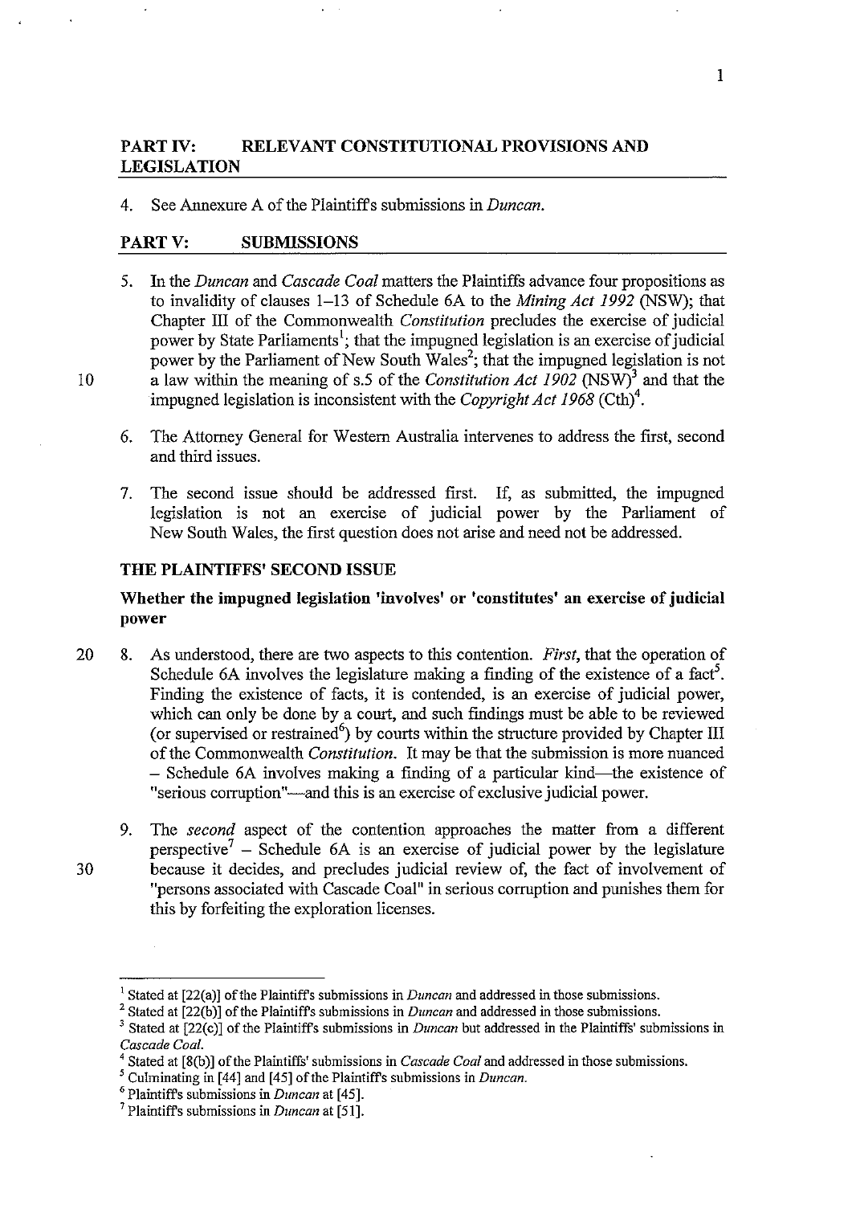## PART IV: RELEVANT CONSTITUTIONAL PROVISIONS AND LEGISLATION

4. See Annexure A of the Plaintiffs submissions in *Duncan*.

## PART V: SUBMISSIONS

5. In the *Duncan* and *Cascade Coal* matters the Plaintiffs advance four propositions as to invalidity of clauses 1–13 of Schedule 6A to the *Mining Act 1992* (NSW); that Chapter III of the Commonwealth *Constitution* precludes the exercise of judicial power by State Parliaments[1]; that the impugned legislation is an exercise of judicial power by the Parliament of New South Wales[2]; that the impugned legislation is not a law within the meaning of s.5 of the *Constitution Act 1902* (NSW)[3] and that the impugned legislation is inconsistent with the *Copyright Act 1968* (Cth)[4].

6. The Attorney General for Western Australia intervenes to address the first, second and third issues.

7. The second issue should be addressed first. If, as submitted, the impugned legislation is not an exercise of judicial power by the Parliament of New South Wales, the first question does not arise and need not be addressed.

### THE PLAINTIFFS' SECOND ISSUE

**Whether the impugned legislation 'involves' or 'constitutes' an exercise of judicial power**

8. As understood, there are two aspects to this contention. *First*, that the operation of Schedule 6A involves the legislature making a finding of the existence of a fact[5]. Finding the existence of facts, it is contended, is an exercise of judicial power, which can only be done by a court, and such findings must be able to be reviewed (or supervised or restrained[6]) by courts within the structure provided by Chapter III of the Commonwealth *Constitution*. It may be that the submission is more nuanced – Schedule 6A involves making a finding of a particular kind—the existence of "serious corruption"—and this is an exercise of exclusive judicial power.

9. The *second* aspect of the contention approaches the matter from a different perspective[7] – Schedule 6A is an exercise of judicial power by the legislature because it decides, and precludes judicial review of, the fact of involvement of "persons associated with Cascade Coal" in serious corruption and punishes them for this by forfeiting the exploration licenses.

---

[1] Stated at [22(a)] of the Plaintiffs submissions in *Duncan* and addressed in those submissions.

[2] Stated at [22(b)] of the Plaintiffs submissions in *Duncan* and addressed in those submissions.

[3] Stated at [22(c)] of the Plaintiffs submissions in *Duncan* but addressed in the Plaintiffs' submissions in *Cascade Coal*.

[4] Stated at [8(b)] of the Plaintiffs' submissions in *Cascade Coal* and addressed in those submissions.

[5] Culminating in [44] and [45] of the Plaintiffs submissions in *Duncan*.

[6] Plaintiffs submissions in *Duncan* at [45].

[7] Plaintiffs submissions in *Duncan* at [51].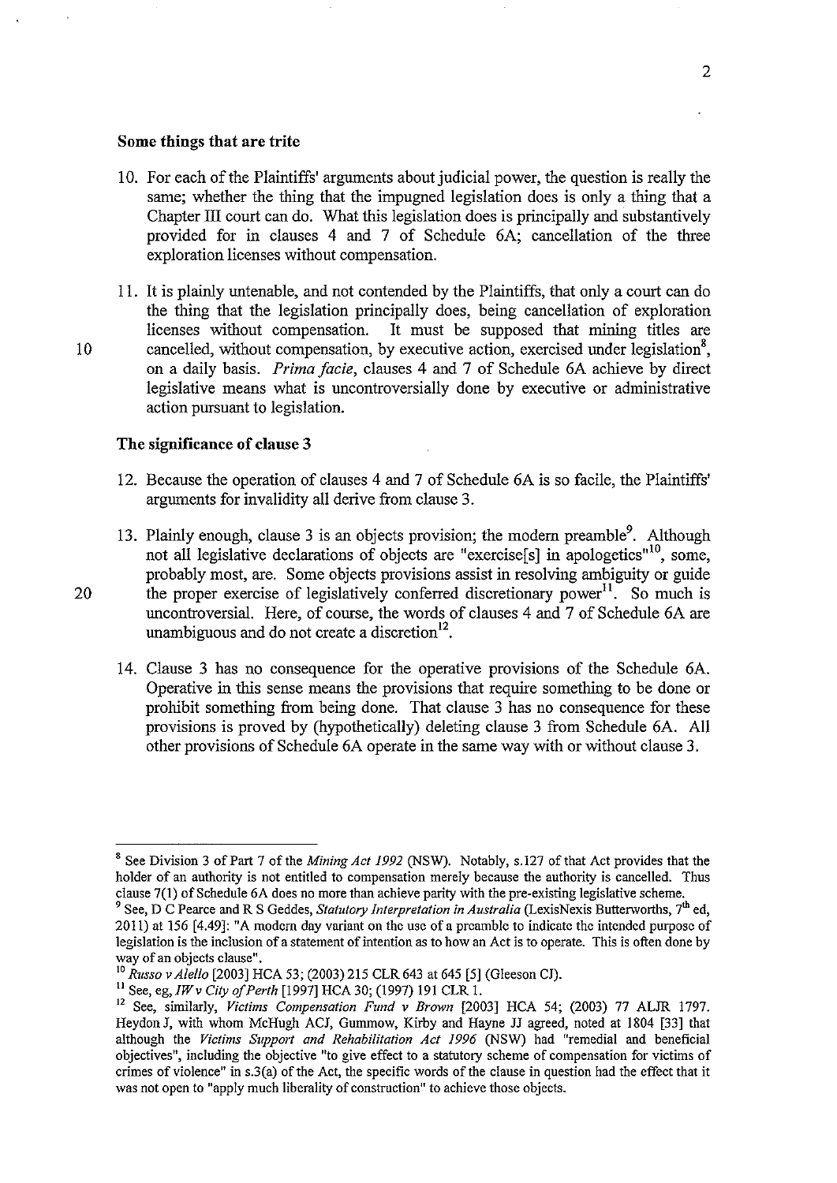**Some things that are trite**

10. For each of the Plaintiffs' arguments about judicial power, the question is really the same; whether the thing that the impugned legislation does is only a thing that a Chapter III court can do. What this legislation does is principally and substantively provided for in clauses 4 and 7 of Schedule 6A; cancellation of the three exploration licenses without compensation.

11. It is plainly untenable, and not contended by the Plaintiffs, that only a court can do the thing that the legislation principally does, being cancellation of exploration licenses without compensation. It must be supposed that mining titles are cancelled, without compensation, by executive action, exercised under legislation[8], on a daily basis. *Prima facie*, clauses 4 and 7 of Schedule 6A achieve by direct legislative means what is uncontroversially done by executive or administrative action pursuant to legislation.

**The significance of clause 3**

12. Because the operation of clauses 4 and 7 of Schedule 6A is so facile, the Plaintiffs' arguments for invalidity all derive from clause 3.

13. Plainly enough, clause 3 is an objects provision; the modern preamble[9]. Although not all legislative declarations of objects are "exercise[s] in apologetics"[10], some, probably most, are. Some objects provisions assist in resolving ambiguity or guide the proper exercise of legislatively conferred discretionary power[11]. So much is uncontroversial. Here, of course, the words of clauses 4 and 7 of Schedule 6A are unambiguous and do not create a discretion[12].

14. Clause 3 has no consequence for the operative provisions of the Schedule 6A. Operative in this sense means the provisions that require something to be done or prohibit something from being done. That clause 3 has no consequence for these provisions is proved by (hypothetically) deleting clause 3 from Schedule 6A. All other provisions of Schedule 6A operate in the same way with or without clause 3.

---

[8] See Division 3 of Part 7 of the *Mining Act 1992* (NSW). Notably, s.127 of that Act provides that the holder of an authority is not entitled to compensation merely because the authority is cancelled. Thus clause 7(1) of Schedule 6A does no more than achieve parity with the pre-existing legislative scheme.

[9] See, D C Pearce and R S Geddes, *Statutory Interpretation in Australia* (LexisNexis Butterworths, 7th ed, 2011) at 156 [4.49]: "A modern day variant on the use of a preamble to indicate the intended purpose of legislation is the inclusion of a statement of intention as to how an Act is to operate. This is often done by way of an objects clause".

[10] *Russo v Aiello* [2003] HCA 53; (2003) 215 CLR 643 at 645 [5] (Gleeson CJ).

[11] See, eg, *IW v City of Perth* [1997] HCA 30; (1997) 191 CLR 1.

[12] See, similarly, *Victims Compensation Fund v Brown* [2003] HCA 54; (2003) 77 ALJR 1797. Heydon J, with whom McHugh ACJ, Gummow, Kirby and Hayne JJ agreed, noted at 1804 [33] that although the *Victims Support and Rehabilitation Act 1996* (NSW) had "remedial and beneficial objectives", including the objective "to give effect to a statutory scheme of compensation for victims of crimes of violence" in s.3(a) of the Act, the specific words of the clause in question had the effect that it was not open to "apply much liberality of construction" to achieve those objects.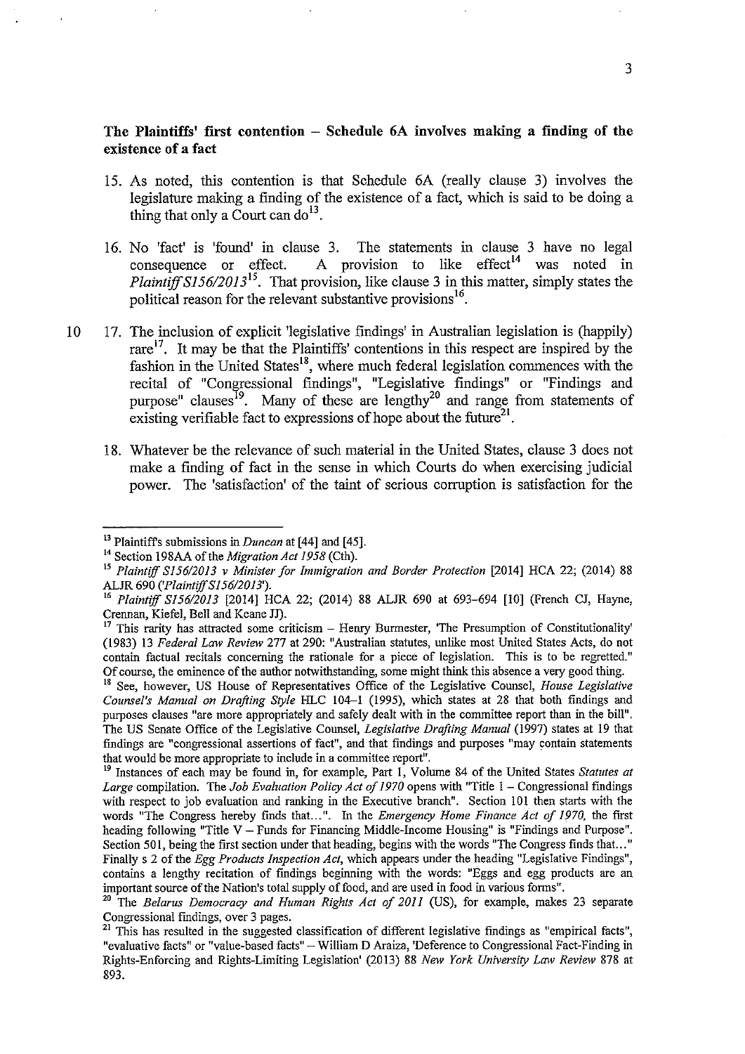**The Plaintiffs' first contention – Schedule 6A involves making a finding of the existence of a fact**

15. As noted, this contention is that Schedule 6A (really clause 3) involves the legislature making a finding of the existence of a fact, which is said to be doing a thing that only a Court can do[13].

16. No 'fact' is 'found' in clause 3. The statements in clause 3 have no legal consequence or effect. A provision to like effect[14] was noted in *Plaintiff S156/2013*[15]. That provision, like clause 3 in this matter, simply states the political reason for the relevant substantive provisions[16].

17. The inclusion of explicit 'legislative findings' in Australian legislation is (happily) rare[17]. It may be that the Plaintiffs' contentions in this respect are inspired by the fashion in the United States[18], where much federal legislation commences with the recital of "Congressional findings", "Legislative findings" or "Findings and purpose" clauses[19]. Many of these are lengthy[20] and range from statements of existing verifiable fact to expressions of hope about the future[21].

18. Whatever be the relevance of such material in the United States, clause 3 does not make a finding of fact in the sense in which Courts do when exercising judicial power. The 'satisfaction' of the taint of serious corruption is satisfaction for the

---

[13] Plaintiffs submissions in *Duncan* at [44] and [45].

[14] Section 198AA of the *Migration Act 1958* (Cth).

[15] *Plaintiff S156/2013 v Minister for Immigration and Border Protection* [2014] HCA 22; (2014) 88 ALJR 690 (*'Plaintiff S156/2013'*).

[16] *Plaintiff S156/2013* [2014] HCA 22; (2014) 88 ALJR 690 at 693–694 [10] (French CJ, Hayne, Crennan, Kiefel, Bell and Keane JJ).

[17] This rarity has attracted some criticism – Henry Burmester, 'The Presumption of Constitutionality' (1983) 13 *Federal Law Review* 277 at 290: "Australian statutes, unlike most United States Acts, do not contain factual recitals concerning the rationale for a piece of legislation. This is to be regretted." Of course, the eminence of the author notwithstanding, some might think this absence a very good thing.

[18] See, however, US House of Representatives Office of the Legislative Counsel, *House Legislative Counsel's Manual on Drafting Style* HLC 104–1 (1995), which states at 28 that both findings and purposes clauses "are more appropriately and safely dealt with in the committee report than in the bill". The US Senate Office of the Legislative Counsel, *Legislative Drafting Manual* (1997) states at 19 that findings are "congressional assertions of fact", and that findings and purposes "may contain statements that would be more appropriate to include in a committee report".

[19] Instances of each may be found in, for example, Part 1, Volume 84 of the United States *Statutes at Large* compilation. The *Job Evaluation Policy Act of 1970* opens with "Title I – Congressional findings with respect to job evaluation and ranking in the Executive branch". Section 101 then starts with the words "The Congress hereby finds that...". In the *Emergency Home Finance Act of 1970*, the first heading following "Title V – Funds for Financing Middle-Income Housing" is "Findings and Purpose". Section 501, being the first section under that heading, begins with the words "The Congress finds that..." Finally s 2 of the *Egg Products Inspection Act*, which appears under the heading "Legislative Findings", contains a lengthy recitation of findings beginning with the words: "Eggs and egg products are an important source of the Nation's total supply of food, and are used in food in various forms".

[20] The *Belarus Democracy and Human Rights Act of 2011* (US), for example, makes 23 separate Congressional findings, over 3 pages.

[21] This has resulted in the suggested classification of different legislative findings as "empirical facts", "evaluative facts" or "value-based facts" – William D Araiza, 'Deference to Congressional Fact-Finding in Rights-Enforcing and Rights-Limiting Legislation' (2013) 88 *New York University Law Review* 878 at 893.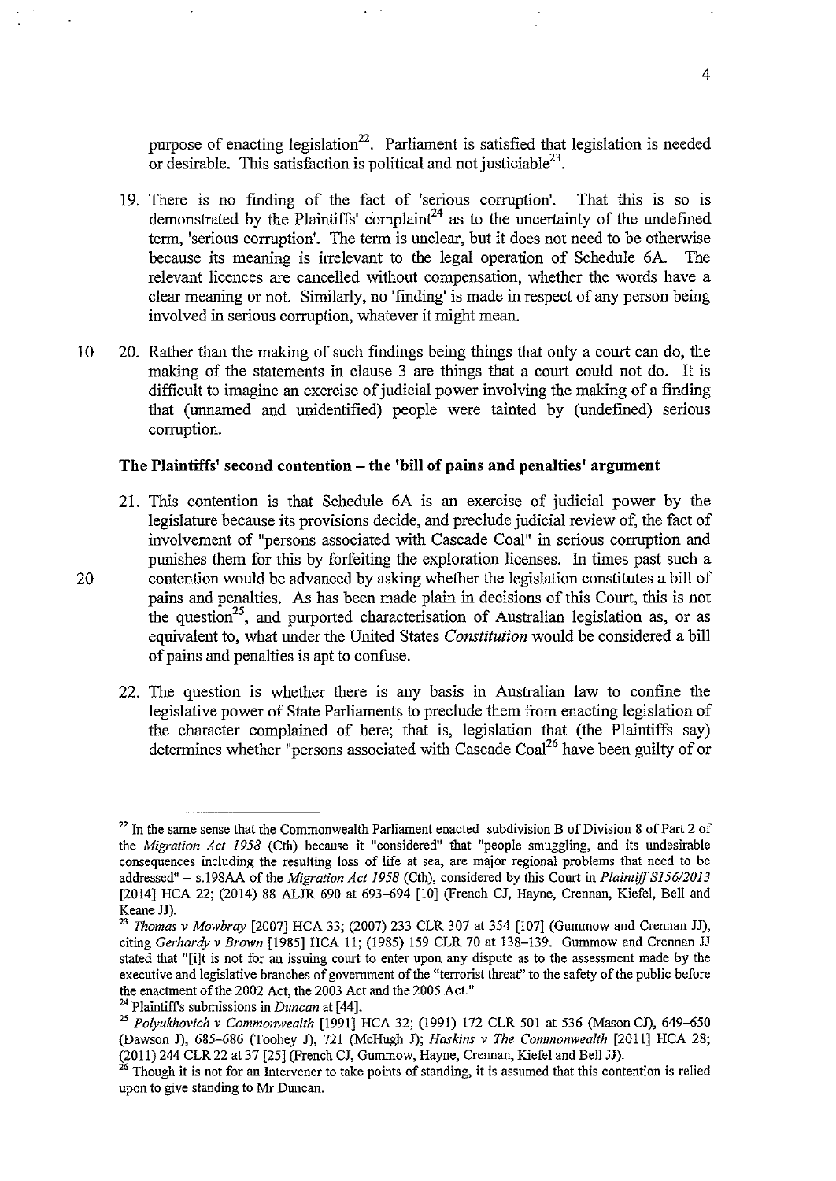purpose of enacting legislation[22]. Parliament is satisfied that legislation is needed or desirable. This satisfaction is political and not justiciable[23].

19. There is no finding of the fact of 'serious corruption'. That this is so is demonstrated by the Plaintiffs' complaint[24] as to the uncertainty of the undefined term, 'serious corruption'. The term is unclear, but it does not need to be otherwise because its meaning is irrelevant to the legal operation of Schedule 6A. The relevant licences are cancelled without compensation, whether the words have a clear meaning or not. Similarly, no 'finding' is made in respect of any person being involved in serious corruption, whatever it might mean.

20. Rather than the making of such findings being things that only a court can do, the making of the statements in clause 3 are things that a court could not do. It is difficult to imagine an exercise of judicial power involving the making of a finding that (unnamed and unidentified) people were tainted by (undefined) serious corruption.

### The Plaintiffs' second contention – the 'bill of pains and penalties' argument

21. This contention is that Schedule 6A is an exercise of judicial power by the legislature because its provisions decide, and preclude judicial review of, the fact of involvement of "persons associated with Cascade Coal" in serious corruption and punishes them for this by forfeiting the exploration licenses. In times past such a contention would be advanced by asking whether the legislation constitutes a bill of pains and penalties. As has been made plain in decisions of this Court, this is not the question[25], and purported characterisation of Australian legislation as, or as equivalent to, what under the United States *Constitution* would be considered a bill of pains and penalties is apt to confuse.

22. The question is whether there is any basis in Australian law to confine the legislative power of State Parliaments to preclude them from enacting legislation of the character complained of here; that is, legislation that (the Plaintiffs say) determines whether "persons associated with Cascade Coal[26] have been guilty of or

---

[22] In the same sense that the Commonwealth Parliament enacted subdivision B of Division 8 of Part 2 of the *Migration Act 1958* (Cth) because it "considered" that "people smuggling, and its undesirable consequences including the resulting loss of life at sea, are major regional problems that need to be addressed" – s.198AA of the *Migration Act 1958* (Cth), considered by this Court in *Plaintiff S156/2013* [2014] HCA 22; (2014) 88 ALJR 690 at 693–694 [10] (French CJ, Hayne, Crennan, Kiefel, Bell and Keane JJ).

[23] *Thomas v Mowbray* [2007] HCA 33; (2007) 233 CLR 307 at 354 [107] (Gummow and Crennan JJ), citing *Gerhardy v Brown* [1985] HCA 11; (1985) 159 CLR 70 at 138–139. Gummow and Crennan JJ stated that "[i]t is not for an issuing court to enter upon any dispute as to the assessment made by the executive and legislative branches of government of the "terrorist threat" to the safety of the public before the enactment of the 2002 Act, the 2003 Act and the 2005 Act."

[24] Plaintiff's submissions in *Duncan* at [44].

[25] *Polyukhovich v Commonwealth* [1991] HCA 32; (1991) 172 CLR 501 at 536 (Mason CJ), 649–650 (Dawson J), 685–686 (Toohey J), 721 (McHugh J); *Haskins v The Commonwealth* [2011] HCA 28; (2011) 244 CLR 22 at 37 [25] (French CJ, Gummow, Hayne, Crennan, Kiefel and Bell JJ).

[26] Though it is not for an Intervener to take points of standing, it is assumed that this contention is relied upon to give standing to Mr Duncan.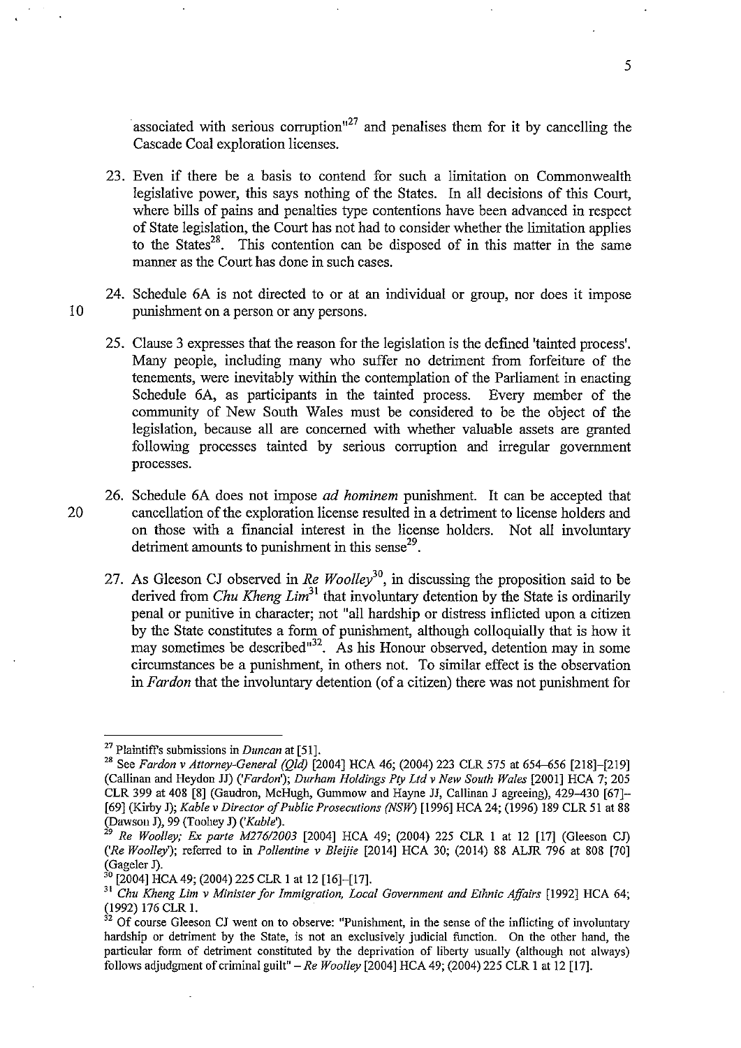associated with serious corruption"[27] and penalises them for it by cancelling the Cascade Coal exploration licenses.

23. Even if there be a basis to contend for such a limitation on Commonwealth legislative power, this says nothing of the States. In all decisions of this Court, where bills of pains and penalties type contentions have been advanced in respect of State legislation, the Court has not had to consider whether the limitation applies to the States[28]. This contention can be disposed of in this matter in the same manner as the Court has done in such cases.

24. Schedule 6A is not directed to or at an individual or group, nor does it impose punishment on a person or any persons.

25. Clause 3 expresses that the reason for the legislation is the defined 'tainted process'. Many people, including many who suffer no detriment from forfeiture of the tenements, were inevitably within the contemplation of the Parliament in enacting Schedule 6A, as participants in the tainted process. Every member of the community of New South Wales must be considered to be the object of the legislation, because all are concerned with whether valuable assets are granted following processes tainted by serious corruption and irregular government processes.

26. Schedule 6A does not impose *ad hominem* punishment. It can be accepted that cancellation of the exploration license resulted in a detriment to license holders and on those with a financial interest in the license holders. Not all involuntary detriment amounts to punishment in this sense[29].

27. As Gleeson CJ observed in *Re Woolley*[30], in discussing the proposition said to be derived from *Chu Kheng Lim*[31] that involuntary detention by the State is ordinarily penal or punitive in character; not "all hardship or distress inflicted upon a citizen by the State constitutes a form of punishment, although colloquially that is how it may sometimes be described"[32]. As his Honour observed, detention may in some circumstances be a punishment, in others not. To similar effect is the observation in *Fardon* that the involuntary detention (of a citizen) there was not punishment for

---

[27] Plaintiff's submissions in *Duncan* at [51].

[28] See *Fardon v Attorney-General (Qld)* [2004] HCA 46; (2004) 223 CLR 575 at 654–656 [218]–[219] (Callinan and Heydon JJ) (*'Fardon'*); *Durham Holdings Pty Ltd v New South Wales* [2001] HCA 7; 205 CLR 399 at 408 [8] (Gaudron, McHugh, Gummow and Hayne JJ, Callinan J agreeing), 429–430 [67]–[69] (Kirby J); *Kable v Director of Public Prosecutions (NSW)* [1996] HCA 24; (1996) 189 CLR 51 at 88 (Dawson J), 99 (Toohey J) (*'Kable'*).

[29] *Re Woolley; Ex parte M276/2003* [2004] HCA 49; (2004) 225 CLR 1 at 12 [17] (Gleeson CJ) (*'Re Woolley'*); referred to in *Pollentine v Bleijie* [2014] HCA 30; (2014) 88 ALJR 796 at 808 [70] (Gageler J).

[30] [2004] HCA 49; (2004) 225 CLR 1 at 12 [16]–[17].

[31] *Chu Kheng Lim v Minister for Immigration, Local Government and Ethnic Affairs* [1992] HCA 64; (1992) 176 CLR 1.

[32] Of course Gleeson CJ went on to observe: "Punishment, in the sense of the inflicting of involuntary hardship or detriment by the State, is not an exclusively judicial function. On the other hand, the particular form of detriment constituted by the deprivation of liberty usually (although not always) follows adjudgment of criminal guilt" – *Re Woolley* [2004] HCA 49; (2004) 225 CLR 1 at 12 [17].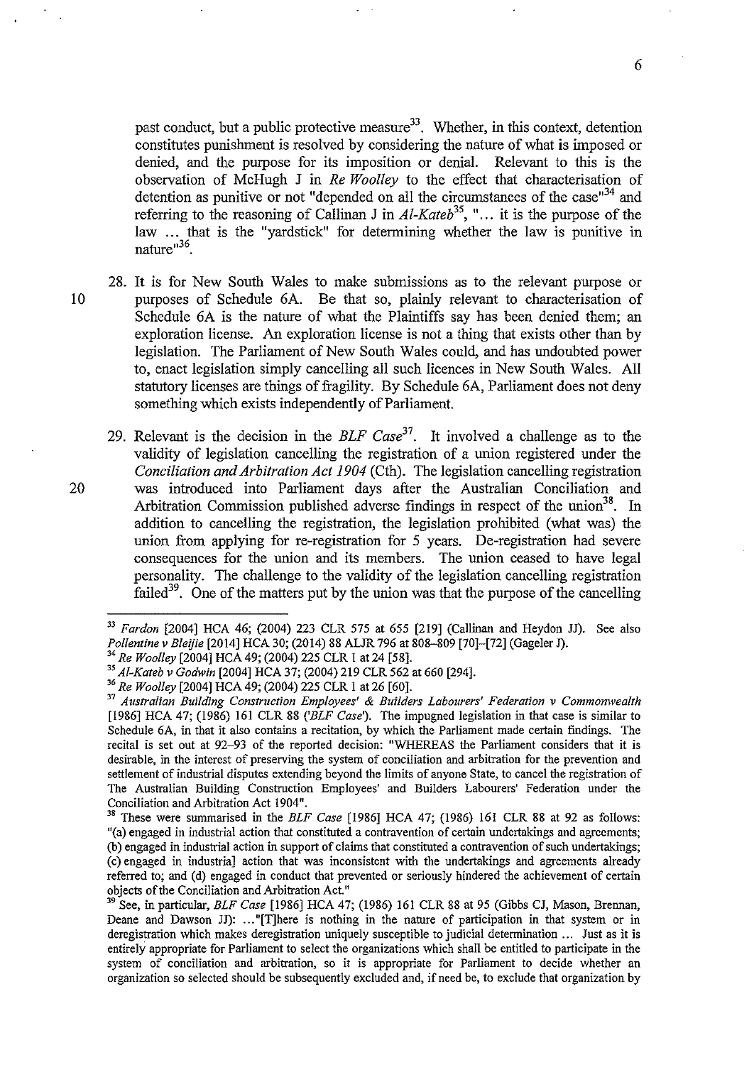past conduct, but a public protective measure[33]. Whether, in this context, detention constitutes punishment is resolved by considering the nature of what is imposed or denied, and the purpose for its imposition or denial. Relevant to this is the observation of McHugh J in *Re Woolley* to the effect that characterisation of detention as punitive or not "depended on all the circumstances of the case"[34] and referring to the reasoning of Callinan J in *Al-Kateb*[35], "... it is the purpose of the law ... that is the "yardstick" for determining whether the law is punitive in nature"[36].

28. It is for New South Wales to make submissions as to the relevant purpose or purposes of Schedule 6A. Be that so, plainly relevant to characterisation of Schedule 6A is the nature of what the Plaintiffs say has been denied them; an exploration license. An exploration license is not a thing that exists other than by legislation. The Parliament of New South Wales could, and has undoubted power to, enact legislation simply cancelling all such licences in New South Wales. All statutory licenses are things of fragility. By Schedule 6A, Parliament does not deny something which exists independently of Parliament.

29. Relevant is the decision in the *BLF Case*[37]. It involved a challenge as to the validity of legislation cancelling the registration of a union registered under the *Conciliation and Arbitration Act 1904* (Cth). The legislation cancelling registration was introduced into Parliament days after the Australian Conciliation and Arbitration Commission published adverse findings in respect of the union[38]. In addition to cancelling the registration, the legislation prohibited (what was) the union from applying for re-registration for 5 years. De-registration had severe consequences for the union and its members. The union ceased to have legal personality. The challenge to the validity of the legislation cancelling registration failed[39]. One of the matters put by the union was that the purpose of the cancelling

---

[33] *Fardon* [2004] HCA 46; (2004) 223 CLR 575 at 655 [219] (Callinan and Heydon JJ). See also *Pollentine v Bleijie* [2014] HCA 30; (2014) 88 ALJR 796 at 808–809 [70]–[72] (Gageler J).

[34] *Re Woolley* [2004] HCA 49; (2004) 225 CLR 1 at 24 [58].

[35] *Al-Kateb v Godwin* [2004] HCA 37; (2004) 219 CLR 562 at 660 [294].

[36] *Re Woolley* [2004] HCA 49; (2004) 225 CLR 1 at 26 [60].

[37] *Australian Building Construction Employees' & Builders Labourers' Federation v Commonwealth* [1986] HCA 47; (1986) 161 CLR 88 (*'BLF Case'*). The impugned legislation in that case is similar to Schedule 6A, in that it also contains a recitation, by which the Parliament made certain findings. The recital is set out at 92–93 of the reported decision: "WHEREAS the Parliament considers that it is desirable, in the interest of preserving the system of conciliation and arbitration for the prevention and settlement of industrial disputes extending beyond the limits of anyone State, to cancel the registration of The Australian Building Construction Employees' and Builders Labourers' Federation under the Conciliation and Arbitration Act 1904".

[38] These were summarised in the *BLF Case* [1986] HCA 47; (1986) 161 CLR 88 at 92 as follows: "(a) engaged in industrial action that constituted a contravention of certain undertakings and agreements; (b) engaged in industrial action in support of claims that constituted a contravention of such undertakings; (c) engaged in industrial action that was inconsistent with the undertakings and agreements already referred to; and (d) engaged in conduct that prevented or seriously hindered the achievement of certain objects of the Conciliation and Arbitration Act."

[39] See, in particular, *BLF Case* [1986] HCA 47; (1986) 161 CLR 88 at 95 (Gibbs CJ, Mason, Brennan, Deane and Dawson JJ): ..."[T]here is nothing in the nature of participation in that system or in deregistration which makes deregistration uniquely susceptible to judicial determination ... Just as it is entirely appropriate for Parliament to select the organizations which shall be entitled to participate in the system of conciliation and arbitration, so it is appropriate for Parliament to decide whether an organization so selected should be subsequently excluded and, if need be, to exclude that organization by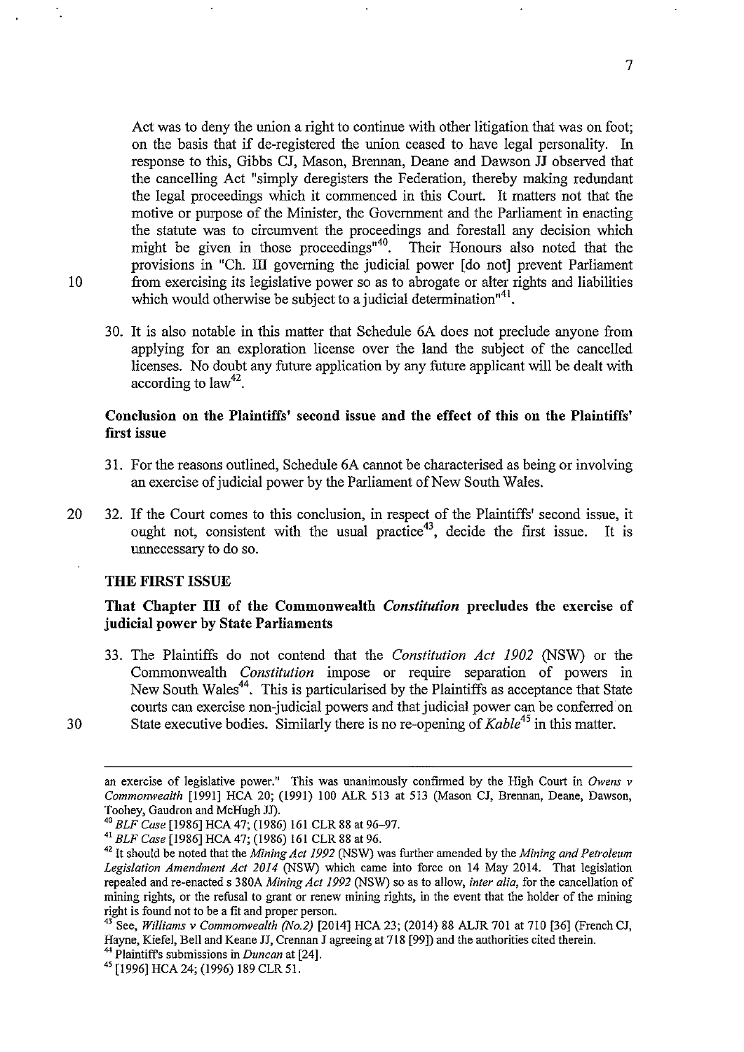Act was to deny the union a right to continue with other litigation that was on foot; on the basis that if de-registered the union ceased to have legal personality. In response to this, Gibbs CJ, Mason, Brennan, Deane and Dawson JJ observed that the cancelling Act "simply deregisters the Federation, thereby making redundant the legal proceedings which it commenced in this Court. It matters not that the motive or purpose of the Minister, the Government and the Parliament in enacting the statute was to circumvent the proceedings and forestall any decision which might be given in those proceedings"[40]. Their Honours also noted that the provisions in "Ch. III governing the judicial power [do not] prevent Parliament from exercising its legislative power so as to abrogate or alter rights and liabilities which would otherwise be subject to a judicial determination"[41].

30. It is also notable in this matter that Schedule 6A does not preclude anyone from applying for an exploration license over the land the subject of the cancelled licenses. No doubt any future application by any future applicant will be dealt with according to law[42].

### Conclusion on the Plaintiffs' second issue and the effect of this on the Plaintiffs' first issue

31. For the reasons outlined, Schedule 6A cannot be characterised as being or involving an exercise of judicial power by the Parliament of New South Wales.

32. If the Court comes to this conclusion, in respect of the Plaintiffs' second issue, it ought not, consistent with the usual practice[43], decide the first issue. It is unnecessary to do so.

## THE FIRST ISSUE

### That Chapter III of the Commonwealth *Constitution* precludes the exercise of judicial power by State Parliaments

33. The Plaintiffs do not contend that the *Constitution Act 1902* (NSW) or the Commonwealth *Constitution* impose or require separation of powers in New South Wales[44]. This is particularised by the Plaintiffs as acceptance that State courts can exercise non-judicial powers and that judicial power can be conferred on State executive bodies. Similarly there is no re-opening of *Kable*[45] in this matter.

---

an exercise of legislative power." This was unanimously confirmed by the High Court in *Owens v Commonwealth* [1991] HCA 20; (1991) 100 ALR 513 at 513 (Mason CJ, Brennan, Deane, Dawson, Toohey, Gaudron and McHugh JJ).

[40] *BLF Case* [1986] HCA 47; (1986) 161 CLR 88 at 96–97.

[41] *BLF Case* [1986] HCA 47; (1986) 161 CLR 88 at 96.

[42] It should be noted that the *Mining Act 1992* (NSW) was further amended by the *Mining and Petroleum Legislation Amendment Act 2014* (NSW) which came into force on 14 May 2014. That legislation repealed and re-enacted s 380A *Mining Act 1992* (NSW) so as to allow, *inter alia*, for the cancellation of mining rights, or the refusal to grant or renew mining rights, in the event that the holder of the mining right is found not to be a fit and proper person.

[43] See, *Williams v Commonwealth (No.2)* [2014] HCA 23; (2014) 88 ALJR 701 at 710 [36] (French CJ, Hayne, Kiefel, Bell and Keane JJ, Crennan J agreeing at 718 [99]) and the authorities cited therein.

[44] Plaintiffs submissions in *Duncan* at [24].

[45] [1996] HCA 24; (1996) 189 CLR 51.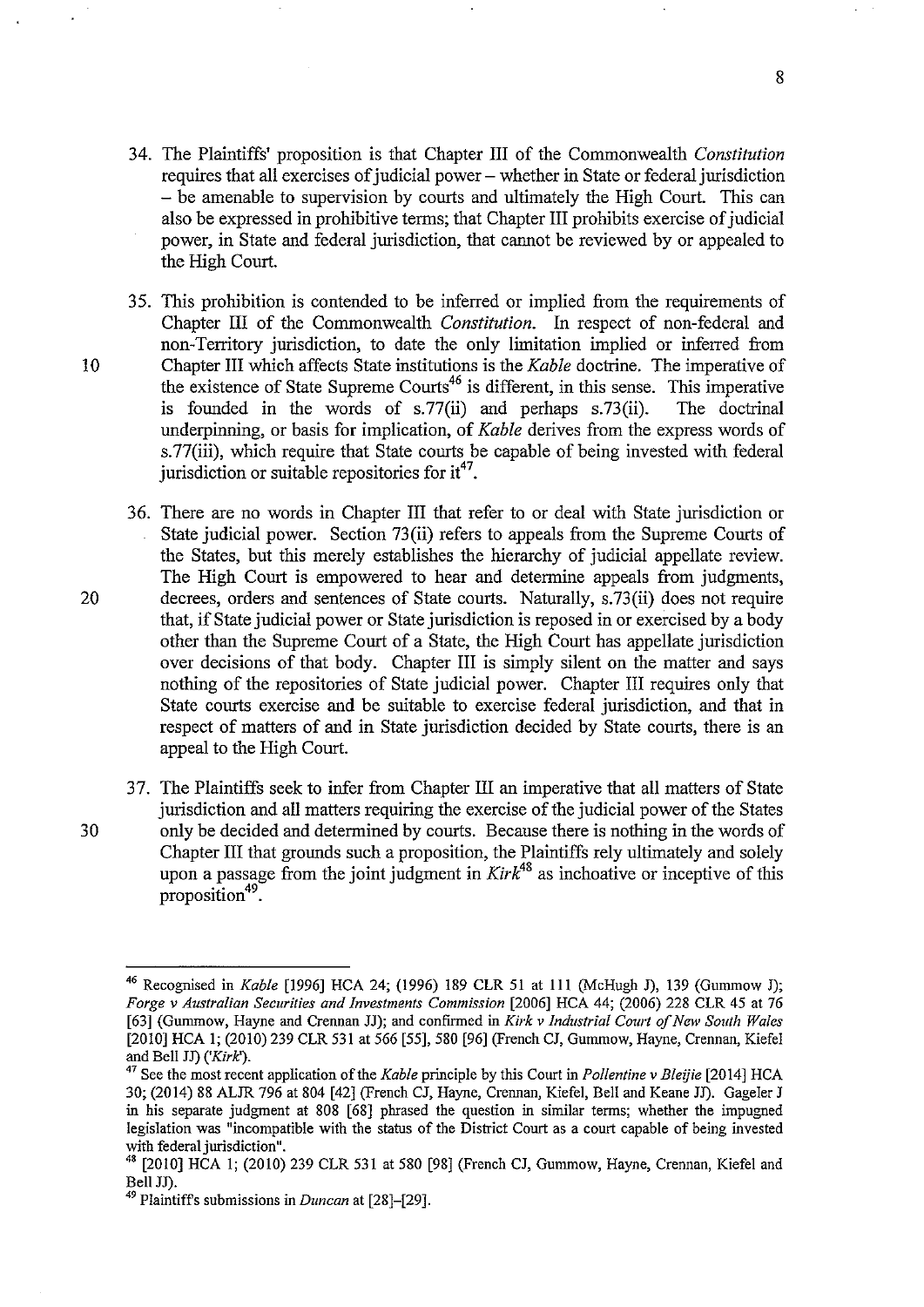34. The Plaintiffs' proposition is that Chapter III of the Commonwealth *Constitution* requires that all exercises of judicial power – whether in State or federal jurisdiction – be amenable to supervision by courts and ultimately the High Court. This can also be expressed in prohibitive terms; that Chapter III prohibits exercise of judicial power, in State and federal jurisdiction, that cannot be reviewed by or appealed to the High Court.

35. This prohibition is contended to be inferred or implied from the requirements of Chapter III of the Commonwealth *Constitution*. In respect of non-federal and non-Territory jurisdiction, to date the only limitation implied or inferred from Chapter III which affects State institutions is the *Kable* doctrine. The imperative of the existence of State Supreme Courts[46] is different, in this sense. This imperative is founded in the words of s.77(ii) and perhaps s.73(ii). The doctrinal underpinning, or basis for implication, of *Kable* derives from the express words of s.77(iii), which require that State courts be capable of being invested with federal jurisdiction or suitable repositories for it[47].

36. There are no words in Chapter III that refer to or deal with State jurisdiction or State judicial power. Section 73(ii) refers to appeals from the Supreme Courts of the States, but this merely establishes the hierarchy of judicial appellate review. The High Court is empowered to hear and determine appeals from judgments, decrees, orders and sentences of State courts. Naturally, s.73(ii) does not require that, if State judicial power or State jurisdiction is reposed in or exercised by a body other than the Supreme Court of a State, the High Court has appellate jurisdiction over decisions of that body. Chapter III is simply silent on the matter and says nothing of the repositories of State judicial power. Chapter III requires only that State courts exercise and be suitable to exercise federal jurisdiction, and that in respect of matters of and in State jurisdiction decided by State courts, there is an appeal to the High Court.

37. The Plaintiffs seek to infer from Chapter III an imperative that all matters of State jurisdiction and all matters requiring the exercise of the judicial power of the States only be decided and determined by courts. Because there is nothing in the words of Chapter III that grounds such a proposition, the Plaintiffs rely ultimately and solely upon a passage from the joint judgment in *Kirk*[48] as inchoative or inceptive of this proposition[49].

---

[46] Recognised in *Kable* [1996] HCA 24; (1996) 189 CLR 51 at 111 (McHugh J), 139 (Gummow J); *Forge v Australian Securities and Investments Commission* [2006] HCA 44; (2006) 228 CLR 45 at 76 [63] (Gummow, Hayne and Crennan JJ); and confirmed in *Kirk v Industrial Court of New South Wales* [2010] HCA 1; (2010) 239 CLR 531 at 566 [55], 580 [96] (French CJ, Gummow, Hayne, Crennan, Kiefel and Bell JJ) (*'Kirk'*).

[47] See the most recent application of the *Kable* principle by this Court in *Pollentine v Bleijie* [2014] HCA 30; (2014) 88 ALJR 796 at 804 [42] (French CJ, Hayne, Crennan, Kiefel, Bell and Keane JJ). Gageler J in his separate judgment at 808 [68] phrased the question in similar terms; whether the impugned legislation was "incompatible with the status of the District Court as a court capable of being invested with federal jurisdiction".

[48] [2010] HCA 1; (2010) 239 CLR 531 at 580 [98] (French CJ, Gummow, Hayne, Crennan, Kiefel and Bell JJ).

[49] Plaintiff's submissions in *Duncan* at [28]–[29].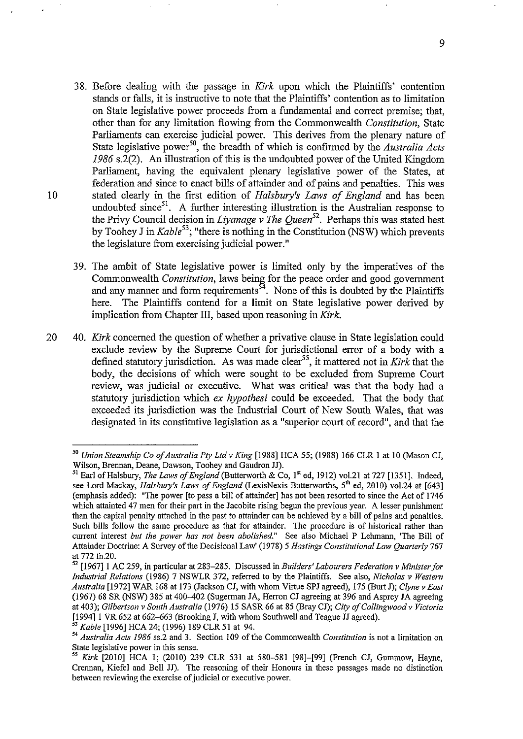38. Before dealing with the passage in *Kirk* upon which the Plaintiffs' contention stands or falls, it is instructive to note that the Plaintiffs' contention as to limitation on State legislative power proceeds from a fundamental and correct premise; that, other than for any limitation flowing from the Commonwealth *Constitution*, State Parliaments can exercise judicial power. This derives from the plenary nature of State legislative power[50], the breadth of which is confirmed by the *Australia Acts 1986* s.2(2). An illustration of this is the undoubted power of the United Kingdom Parliament, having the equivalent plenary legislative power of the States, at federation and since to enact bills of attainder and of pains and penalties. This was stated clearly in the first edition of *Halsbury's Laws of England* and has been undoubted since[51]. A further interesting illustration is the Australian response to the Privy Council decision in *Liyanage v The Queen*[52]. Perhaps this was stated best by Toohey J in *Kable*[53]; "there is nothing in the Constitution (NSW) which prevents the legislature from exercising judicial power."

39. The ambit of State legislative power is limited only by the imperatives of the Commonwealth *Constitution*, laws being for the peace order and good government and any manner and form requirements[54]. None of this is doubted by the Plaintiffs here. The Plaintiffs contend for a limit on State legislative power derived by implication from Chapter III, based upon reasoning in *Kirk*.

40. *Kirk* concerned the question of whether a privative clause in State legislation could exclude review by the Supreme Court for jurisdictional error of a body with a defined statutory jurisdiction. As was made clear[55], it mattered not in *Kirk* that the body, the decisions of which were sought to be excluded from Supreme Court review, was judicial or executive. What was critical was that the body had a statutory jurisdiction which *ex hypothesi* could be exceeded. That the body that exceeded its jurisdiction was the Industrial Court of New South Wales, that was designated in its constitutive legislation as a "superior court of record", and that the

---

[50] *Union Steamship Co of Australia Pty Ltd v King* [1988] HCA 55; (1988) 166 CLR 1 at 10 (Mason CJ, Wilson, Brennan, Deane, Dawson, Toohey and Gaudron JJ).

[51] Earl of Halsbury, *The Laws of England* (Butterworth & Co, 1st ed, 1912) vol.21 at 727 [1351]. Indeed, see Lord Mackay, *Halsbury's Laws of England* (LexisNexis Butterworths, 5th ed, 2010) vol.24 at [643] (emphasis added): "The power [to pass a bill of attainder] has not been resorted to since the Act of 1746 which attainted 47 men for their part in the Jacobite rising begun the previous year. A lesser punishment than the capital penalty attached in the past to attainder can be achieved by a bill of pains and penalties. Such bills follow the same procedure as that for attainder. The procedure is of historical rather than current interest *but the power has not been abolished.*" See also Michael P Lehmann, 'The Bill of Attainder Doctrine: A Survey of the Decisional Law' (1978) 5 *Hastings Constitutional Law Quarterly* 767 at 772 fn.20.

[52] [1967] 1 AC 259, in particular at 283–285. Discussed in *Builders' Labourers Federation v Minister for Industrial Relations* (1986) 7 NSWLR 372, referred to by the Plaintiffs. See also, *Nicholas v Western Australia* [1972] WAR 168 at 173 (Jackson CJ, with whom Virtue SPJ agreed), 175 (Burt J); *Clyne v East* (1967) 68 SR (NSW) 385 at 400–402 (Sugerman JA, Herron CJ agreeing at 396 and Asprey JA agreeing at 403); *Gilbertson v South Australia* (1976) 15 SASR 66 at 85 (Bray CJ); *City of Collingwood v Victoria* [1994] 1 VR 652 at 662–663 (Brooking J, with whom Southwell and Teague JJ agreed).

[53] *Kable* [1996] HCA 24; (1996) 189 CLR 51 at 94.

[54] *Australia Acts 1986* ss.2 and 3. Section 109 of the Commonwealth *Constitution* is not a limitation on State legislative power in this sense.

[55] *Kirk* [2010] HCA 1; (2010) 239 CLR 531 at 580–581 [98]–[99] (French CJ, Gummow, Hayne, Crennan, Kiefel and Bell JJ). The reasoning of their Honours in these passages made no distinction between reviewing the exercise of judicial or executive power.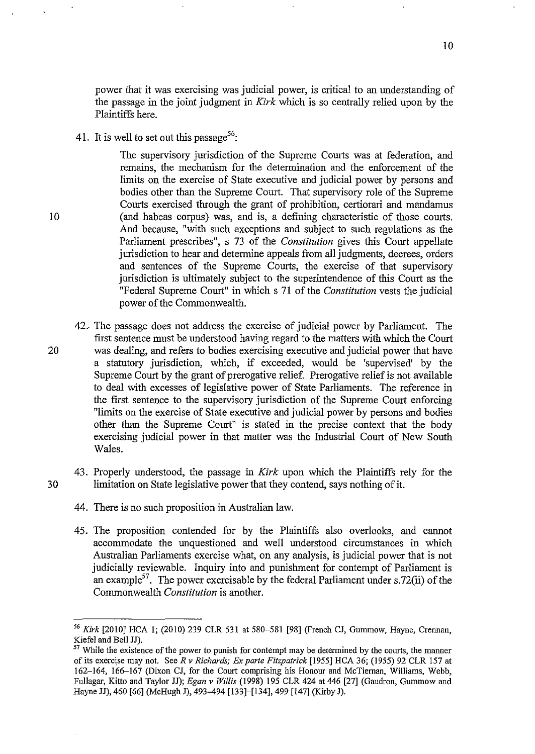power that it was exercising was judicial power, is critical to an understanding of the passage in the joint judgment in *Kirk* which is so centrally relied upon by the Plaintiffs here.

41. It is well to set out this passage[56]:

> The supervisory jurisdiction of the Supreme Courts was at federation, and remains, the mechanism for the determination and the enforcement of the limits on the exercise of State executive and judicial power by persons and bodies other than the Supreme Court. That supervisory role of the Supreme Courts exercised through the grant of prohibition, certiorari and mandamus (and habeas corpus) was, and is, a defining characteristic of those courts. And because, "with such exceptions and subject to such regulations as the Parliament prescribes", s 73 of the *Constitution* gives this Court appellate jurisdiction to hear and determine appeals from all judgments, decrees, orders and sentences of the Supreme Courts, the exercise of that supervisory jurisdiction is ultimately subject to the superintendence of this Court as the "Federal Supreme Court" in which s 71 of the *Constitution* vests the judicial power of the Commonwealth.

42. The passage does not address the exercise of judicial power by Parliament. The first sentence must be understood having regard to the matters with which the Court was dealing, and refers to bodies exercising executive and judicial power that have a statutory jurisdiction, which, if exceeded, would be 'supervised' by the Supreme Court by the grant of prerogative relief. Prerogative relief is not available to deal with excesses of legislative power of State Parliaments. The reference in the first sentence to the supervisory jurisdiction of the Supreme Court enforcing "limits on the exercise of State executive and judicial power by persons and bodies other than the Supreme Court" is stated in the precise context that the body exercising judicial power in that matter was the Industrial Court of New South Wales.

43. Properly understood, the passage in *Kirk* upon which the Plaintiffs rely for the limitation on State legislative power that they contend, says nothing of it.

44. There is no such proposition in Australian law.

45. The proposition contended for by the Plaintiffs also overlooks, and cannot accommodate the unquestioned and well understood circumstances in which Australian Parliaments exercise what, on any analysis, is judicial power that is not judicially reviewable. Inquiry into and punishment for contempt of Parliament is an example[57]. The power exercisable by the federal Parliament under s.72(ii) of the Commonwealth *Constitution* is another.

---

[56] *Kirk* [2010] HCA 1; (2010) 239 CLR 531 at 580–581 [98] (French CJ, Gummow, Hayne, Crennan, Kiefel and Bell JJ).

[57] While the existence of the power to punish for contempt may be determined by the courts, the manner of its exercise may not. See *R v Richards; Ex parte Fitzpatrick* [1955] HCA 36; (1955) 92 CLR 157 at 162–164, 166–167 (Dixon CJ, for the Court comprising his Honour and McTiernan, Williams, Webb, Fullagar, Kitto and Taylor JJ); *Egan v Willis* (1998) 195 CLR 424 at 446 [27] (Gaudron, Gummow and Hayne JJ), 460 [66] (McHugh J), 493–494 [133]–[134], 499 [147] (Kirby J).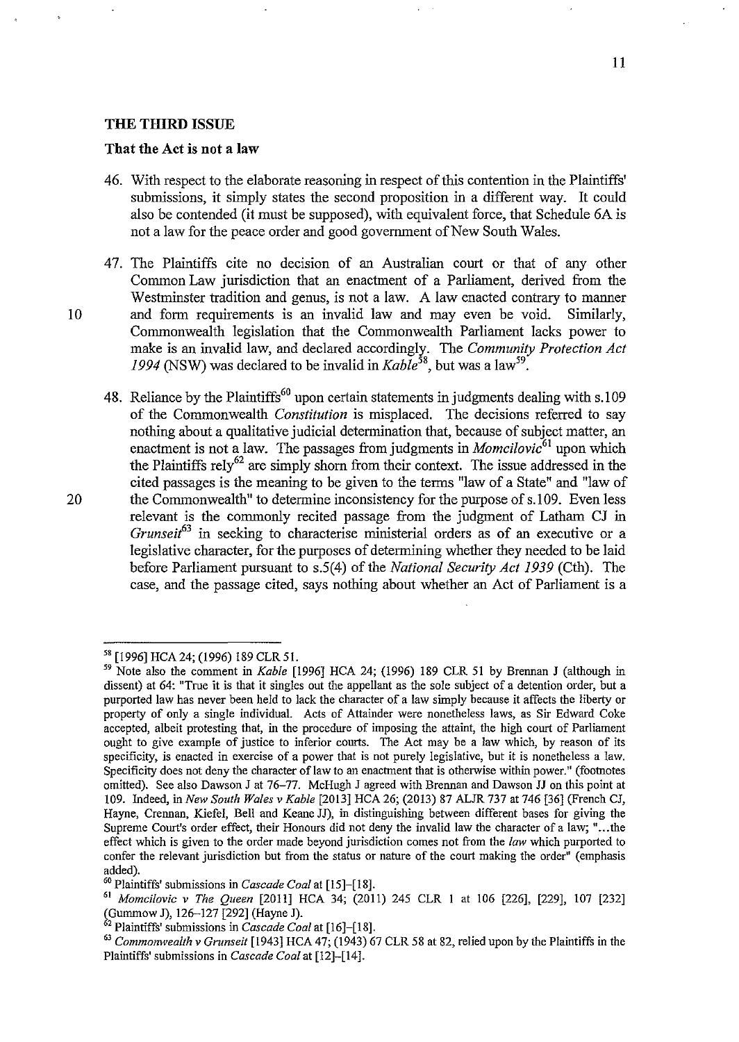## THE THIRD ISSUE

### That the Act is not a law

46. With respect to the elaborate reasoning in respect of this contention in the Plaintiffs' submissions, it simply states the second proposition in a different way. It could also be contended (it must be supposed), with equivalent force, that Schedule 6A is not a law for the peace order and good government of New South Wales.

47. The Plaintiffs cite no decision of an Australian court or that of any other Common Law jurisdiction that an enactment of a Parliament, derived from the Westminster tradition and genus, is not a law. A law enacted contrary to manner and form requirements is an invalid law and may even be void. Similarly, Commonwealth legislation that the Commonwealth Parliament lacks power to make is an invalid law, and declared accordingly. The *Community Protection Act 1994* (NSW) was declared to be invalid in *Kable*[58], but was a law[59].

48. Reliance by the Plaintiffs[60] upon certain statements in judgments dealing with s.109 of the Commonwealth *Constitution* is misplaced. The decisions referred to say nothing about a qualitative judicial determination that, because of subject matter, an enactment is not a law. The passages from judgments in *Momcilovic*[61] upon which the Plaintiffs rely[62] are simply shorn from their context. The issue addressed in the cited passages is the meaning to be given to the terms "law of a State" and "law of the Commonwealth" to determine inconsistency for the purpose of s.109. Even less relevant is the commonly recited passage from the judgment of Latham CJ in *Grunseit*[63] in seeking to characterise ministerial orders as of an executive or a legislative character, for the purposes of determining whether they needed to be laid before Parliament pursuant to s.5(4) of the *National Security Act 1939* (Cth). The case, and the passage cited, says nothing about whether an Act of Parliament is a

---

[58] [1996] HCA 24; (1996) 189 CLR 51.

[59] Note also the comment in *Kable* [1996] HCA 24; (1996) 189 CLR 51 by Brennan J (although in dissent) at 64: "True it is that it singles out the appellant as the sole subject of a detention order, but a purported law has never been held to lack the character of a law simply because it affects the liberty or property of only a single individual. Acts of Attainder were nonetheless laws, as Sir Edward Coke accepted, albeit protesting that, in the procedure of imposing the attaint, the high court of Parliament ought to give example of justice to inferior courts. The Act may be a law which, by reason of its specificity, is enacted in exercise of a power that is not purely legislative, but it is nonetheless a law. Specificity does not deny the character of law to an enactment that is otherwise within power." (footnotes omitted). See also Dawson J at 76–77. McHugh J agreed with Brennan and Dawson JJ on this point at 109. Indeed, in *New South Wales v Kable* [2013] HCA 26; (2013) 87 ALJR 737 at 746 [36] (French CJ, Hayne, Crennan, Kiefel, Bell and Keane JJ), in distinguishing between different bases for giving the Supreme Court's order effect, their Honours did not deny the invalid law the character of a law; "...the effect which is given to the order made beyond jurisdiction comes not from the *law* which purported to confer the relevant jurisdiction but from the status or nature of the court making the order" (emphasis added).

[60] Plaintiffs' submissions in *Cascade Coal* at [15]–[18].

[61] *Momcilovic v The Queen* [2011] HCA 34; (2011) 245 CLR 1 at 106 [226], [229], 107 [232] (Gummow J), 126–127 [292] (Hayne J).

[62] Plaintiffs' submissions in *Cascade Coal* at [16]–[18].

[63] *Commonwealth v Grunseit* [1943] HCA 47; (1943) 67 CLR 58 at 82, relied upon by the Plaintiffs in the Plaintiffs' submissions in *Cascade Coal* at [12]–[14].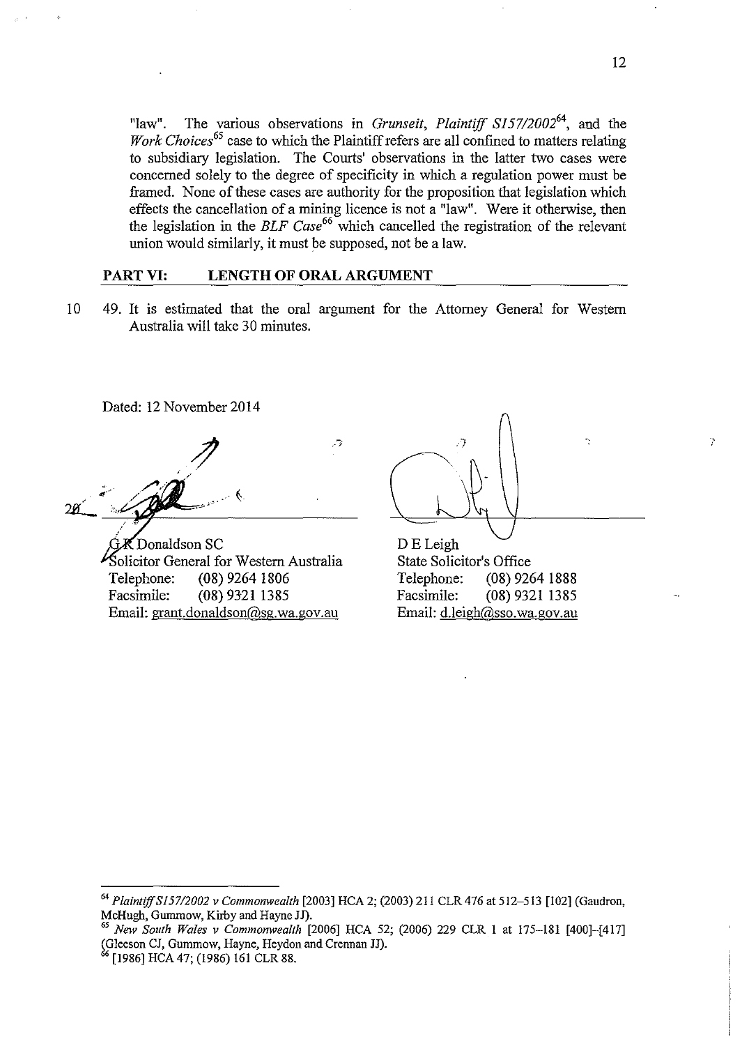"law". The various observations in *Grunseit*, *Plaintiff S157/2002*[64], and the *Work Choices*[65] case to which the Plaintiff refers are all confined to matters relating to subsidiary legislation. The Courts' observations in the latter two cases were concerned solely to the degree of specificity in which a regulation power must be framed. None of these cases are authority for the proposition that legislation which effects the cancellation of a mining licence is not a "law". Were it otherwise, then the legislation in the *BLF Case*[66] which cancelled the registration of the relevant union would similarly, it must be supposed, not be a law.

## PART VI: LENGTH OF ORAL ARGUMENT

49. It is estimated that the oral argument for the Attorney General for Western Australia will take 30 minutes.

Dated: 12 November 2014

G K Donaldson SC
Solicitor General for Western Australia
Telephone: (08) 9264 1806
Facsimile: (08) 9321 1385
Email: grant.donaldson@sg.wa.gov.au

D E Leigh
State Solicitor's Office
Telephone: (08) 9264 1888
Facsimile: (08) 9321 1385
Email: d.leigh@sso.wa.gov.au

---

[64] *Plaintiff S157/2002 v Commonwealth* [2003] HCA 2; (2003) 211 CLR 476 at 512–513 [102] (Gaudron, McHugh, Gummow, Kirby and Hayne JJ).

[65] *New South Wales v Commonwealth* [2006] HCA 52; (2006) 229 CLR 1 at 175–181 [400]–[417] (Gleeson CJ, Gummow, Hayne, Heydon and Crennan JJ).

[66] [1986] HCA 47; (1986) 161 CLR 88.